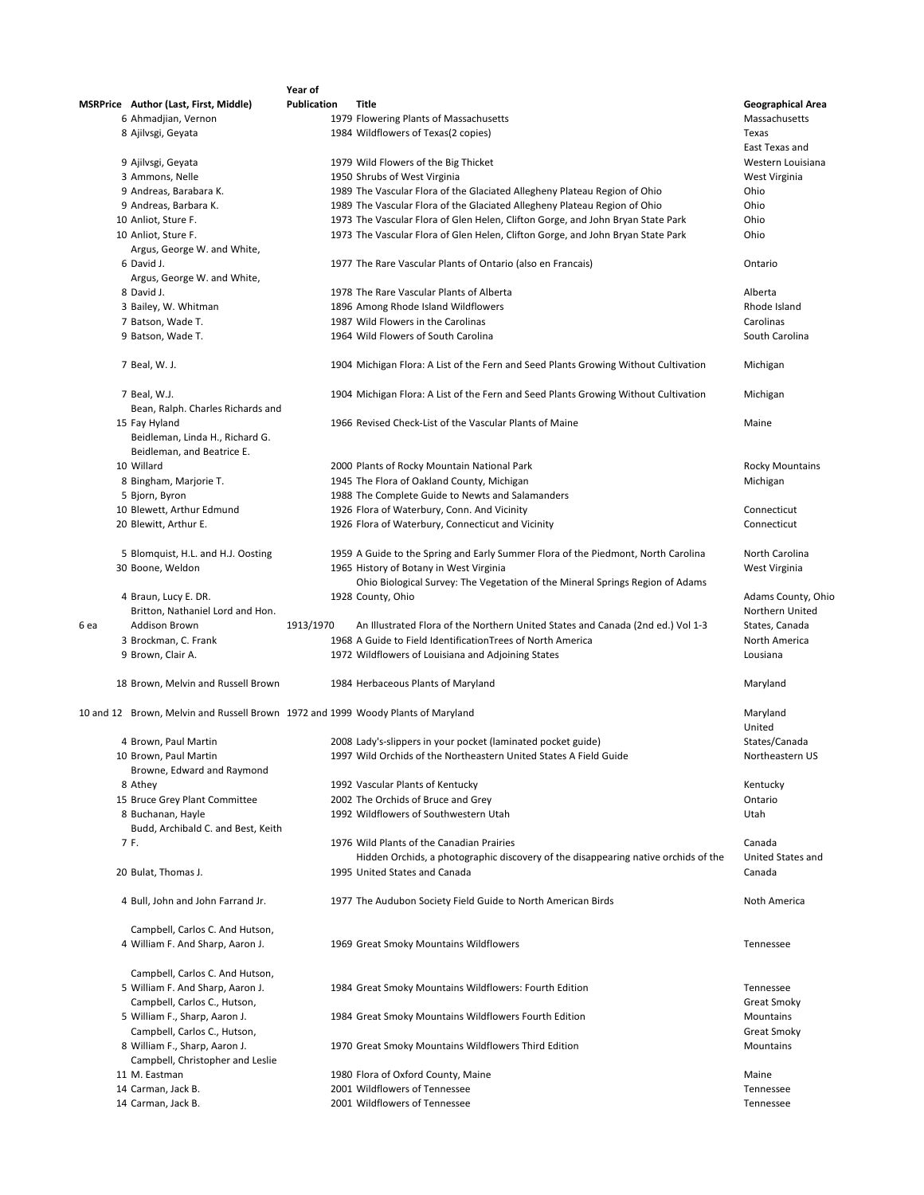| MSRPrice | Author (Last, First, Middle) | Year of Publication | Title | Geographical Area |
|---|---|---|---|---|
| 6 | Ahmadjian, Vernon | 1979 | Flowering Plants of Massachusetts | Massachusetts |
| 8 | Ajilvsgi, Geyata | 1984 | Wildflowers of Texas(2 copies) | Texas |
| 9 | Ajilvsgi, Geyata | 1979 | Wild Flowers of the Big Thicket | East Texas and Western Louisiana |
| 3 | Ammons, Nelle | 1950 | Shrubs of West Virginia | West Virginia |
| 9 | Andreas, Barabara K. | 1989 | The Vascular Flora of the Glaciated Allegheny Plateau Region of Ohio | Ohio |
| 9 | Andreas, Barbara K. | 1989 | The Vascular Flora of the Glaciated Allegheny Plateau Region of Ohio | Ohio |
| 10 | Anliot, Sture F. | 1973 | The Vascular Flora of Glen Helen, Clifton Gorge, and John Bryan State Park | Ohio |
| 10 | Anliot, Sture F. | 1973 | The Vascular Flora of Glen Helen, Clifton Gorge, and John Bryan State Park | Ohio |
| 6 | Argus, George W. and White, David J. | 1977 | The Rare Vascular Plants of Ontario (also en Francais) | Ontario |
| 8 | Argus, George W. and White, David J. | 1978 | The Rare Vascular Plants of Alberta | Alberta |
| 3 | Bailey, W. Whitman | 1896 | Among Rhode Island Wildflowers | Rhode Island |
| 7 | Batson, Wade T. | 1987 | Wild Flowers in the Carolinas | Carolinas |
| 9 | Batson, Wade T. | 1964 | Wild Flowers of South Carolina | South Carolina |
| 7 | Beal, W. J. | 1904 | Michigan Flora: A List of the Fern and Seed Plants Growing Without Cultivation | Michigan |
| 7 | Beal, W.J. | 1904 | Michigan Flora: A List of the Fern and Seed Plants Growing Without Cultivation | Michigan |
| 15 | Bean, Ralph. Charles Richards and Fay Hyland | 1966 | Revised Check-List of the Vascular Plants of Maine | Maine |
| 10 | Beidleman, Linda H., Richard G. Beidleman, and Beatrice E. Willard | 2000 | Plants of Rocky Mountain National Park | Rocky Mountains |
| 8 | Bingham, Marjorie T. | 1945 | The Flora of Oakland County, Michigan | Michigan |
| 5 | Bjorn, Byron | 1988 | The Complete Guide to Newts and Salamanders | |
| 10 | Blewett, Arthur Edmund | 1926 | Flora of Waterbury, Conn. And Vicinity | Connecticut |
| 20 | Blewitt, Arthur E. | 1926 | Flora of Waterbury, Connecticut and Vicinity | Connecticut |
| 5 | Blomquist, H.L. and H.J. Oosting | 1959 | A Guide to the Spring and Early Summer Flora of the Piedmont, North Carolina | North Carolina |
| 30 | Boone, Weldon | 1965 | History of Botany in West Virginia | West Virginia |
| 4 | Braun, Lucy E. DR. | 1928 | Ohio Biological Survey: The Vegetation of the Mineral Springs Region of Adams County, Ohio | Adams County, Ohio |
| 6 ea | Britton, Nathaniel Lord and Hon. Addison Brown | 1913/1970 | An Illustrated Flora of the Northern United States and Canada (2nd ed.) Vol 1-3 | Northern United States, Canada |
| 3 | Brockman, C. Frank | 1968 | A Guide to Field IdentificationTrees of North America | North America |
| 9 | Brown, Clair A. | 1972 | Wildflowers of Louisiana and Adjoining States | Lousiana |
| 18 | Brown, Melvin and Russell Brown | 1984 | Herbaceous Plants of Maryland | Maryland |
| 10 and 12 | Brown, Melvin and Russell Brown | 1972 and 1999 | Woody Plants of Maryland | Maryland |
| 4 | Brown, Paul Martin | 2008 | Lady's-slippers in your pocket (laminated pocket guide) | United States/Canada |
| 10 | Brown, Paul Martin | 1997 | Wild Orchids of the Northeastern United States A Field Guide | Northeastern US |
| 8 | Browne, Edward and Raymond Athey | 1992 | Vascular Plants of Kentucky | Kentucky |
| 15 | Bruce Grey Plant Committee | 2002 | The Orchids of Bruce and Grey | Ontario |
| 8 | Buchanan, Hayle | 1992 | Wildflowers of Southwestern Utah | Utah |
| 7 | Budd, Archibald C. and Best, Keith F. | 1976 | Wild Plants of the Canadian Prairies | Canada |
| 20 | Bulat, Thomas J. | 1995 | Hidden Orchids, a photographic discovery of the disappearing native orchids of the United States and Canada | United States and Canada |
| 4 | Bull, John and John Farrand Jr. | 1977 | The Audubon Society Field Guide to North American Birds | Noth America |
| 4 | Campbell, Carlos C. And Hutson, William F. And Sharp, Aaron J. | 1969 | Great Smoky Mountains Wildflowers | Tennessee |
| 5 | Campbell, Carlos C. And Hutson, William F. And Sharp, Aaron J. | 1984 | Great Smoky Mountains Wildflowers: Fourth Edition | Tennessee |
| 5 | Campbell, Carlos C., Hutson, William F., Sharp, Aaron J. | 1984 | Great Smoky Mountains Wildflowers Fourth Edition | Great Smoky Mountains |
| 8 | Campbell, Carlos C., Hutson, William F., Sharp, Aaron J. | 1970 | Great Smoky Mountains Wildflowers Third Edition | Great Smoky Mountains |
| 11 | Campbell, Christopher and Leslie M. Eastman | 1980 | Flora of Oxford County, Maine | Maine |
| 14 | Carman, Jack B. | 2001 | Wildflowers of Tennessee | Tennessee |
| 14 | Carman, Jack B. | 2001 | Wildflowers of Tennessee | Tennessee |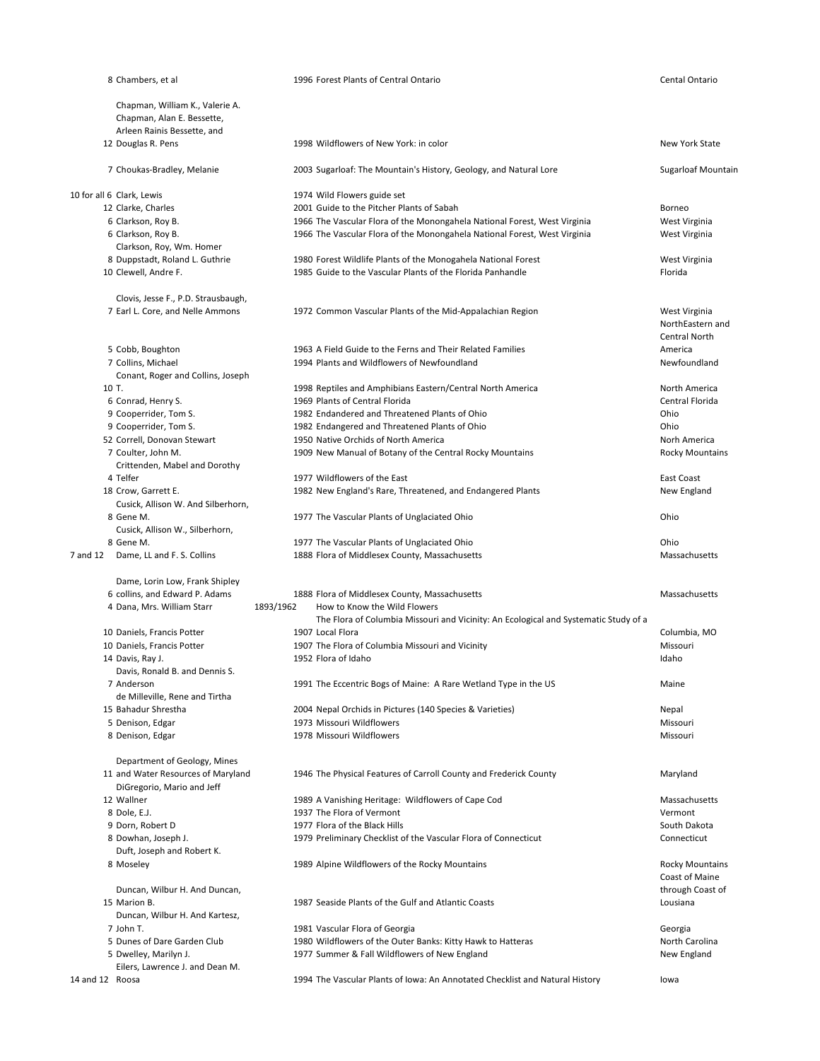| | | | | |
|---|---|---|---|---|
| 8 | Chambers, et al | 1996 | Forest Plants of Central Ontario | Cental Ontario |
| 12 | Chapman, William K., Valerie A. Chapman, Alan E. Bessette, Arleen Rainis Bessette, and Douglas R. Pens | 1998 | Wildflowers of New York: in color | New York State |
| 7 | Choukas-Bradley, Melanie | 2003 | Sugarloaf: The Mountain's History, Geology, and Natural Lore | Sugarloaf Mountain |
| 10 for all 6 | Clark, Lewis | 1974 | Wild Flowers guide set | |
| 12 | Clarke, Charles | 2001 | Guide to the Pitcher Plants of Sabah | Borneo |
| 6 | Clarkson, Roy B. | 1966 | The Vascular Flora of the Monongahela National Forest, West Virginia | West Virginia |
| 6 | Clarkson, Roy B. | 1966 | The Vascular Flora of the Monongahela National Forest, West Virginia | West Virginia |
| 8 | Clarkson, Roy, Wm. Homer Duppstadt, Roland L. Guthrie | 1980 | Forest Wildlife Plants of the Monogahela National Forest | West Virginia |
| 10 | Clewell, Andre F. | 1985 | Guide to the Vascular Plants of the Florida Panhandle | Florida |
| 7 | Clovis, Jesse F., P.D. Strausbaugh, Earl L. Core, and Nelle Ammons | 1972 | Common Vascular Plants of the Mid-Appalachian Region | West Virginia |
| 5 | Cobb, Boughton | 1963 | A Field Guide to the Ferns and Their Related Families | NorthEastern and Central North America |
| 7 | Collins, Michael | 1994 | Plants and Wildflowers of Newfoundland | Newfoundland |
| 10 | Conant, Roger and Collins, Joseph T. | 1998 | Reptiles and Amphibians Eastern/Central North America | North America |
| 6 | Conrad, Henry S. | 1969 | Plants of Central Florida | Central Florida |
| 9 | Cooperrider, Tom S. | 1982 | Endandered and Threatened Plants of Ohio | Ohio |
| 9 | Cooperrider, Tom S. | 1982 | Endangered and Threatened Plants of Ohio | Ohio |
| 52 | Correll, Donovan Stewart | 1950 | Native Orchids of North America | Norh America |
| 7 | Coulter, John M. | 1909 | New Manual of Botany of the Central Rocky Mountains | Rocky Mountains |
| 4 | Crittenden, Mabel and Dorothy Telfer | 1977 | Wildflowers of the East | East Coast |
| 18 | Crow, Garrett E. | 1982 | New England's Rare, Threatened, and Endangered Plants | New England |
| 8 | Cusick, Allison W. And Silberhorn, Gene M. | 1977 | The Vascular Plants of Unglaciated Ohio | Ohio |
| 8 | Cusick, Allison W., Silberhorn, Gene M. | 1977 | The Vascular Plants of Unglaciated Ohio | Ohio |
| 7 and 12 | Dame, LL and F. S. Collins | 1888 | Flora of Middlesex County, Massachusetts | Massachusetts |
| 6 | Dame, Lorin Low, Frank Shipley collins, and Edward P. Adams | 1888 | Flora of Middlesex County, Massachusetts | Massachusetts |
| 4 | Dana, Mrs. William Starr | 1893/1962 | How to Know the Wild Flowers | |
| 10 | Daniels, Francis Potter | 1907 | The Flora of Columbia Missouri and Vicinity: An Ecological and Systematic Study of a Local Flora | Columbia, MO |
| 10 | Daniels, Francis Potter | 1907 | The Flora of Columbia Missouri and Vicinity | Missouri |
| 14 | Davis, Ray J. | 1952 | Flora of Idaho | Idaho |
| 7 | Davis, Ronald B. and Dennis S. Anderson | 1991 | The Eccentric Bogs of Maine: A Rare Wetland Type in the US | Maine |
| 15 | de Milleville, Rene and Tirtha Bahadur Shrestha | 2004 | Nepal Orchids in Pictures (140 Species & Varieties) | Nepal |
| 5 | Denison, Edgar | 1973 | Missouri Wildflowers | Missouri |
| 8 | Denison, Edgar | 1978 | Missouri Wildflowers | Missouri |
| 11 | Department of Geology, Mines and Water Resources of Maryland | 1946 | The Physical Features of Carroll County and Frederick County | Maryland |
| 12 | DiGregorio, Mario and Jeff Wallner | 1989 | A Vanishing Heritage: Wildflowers of Cape Cod | Massachusetts |
| 8 | Dole, E.J. | 1937 | The Flora of Vermont | Vermont |
| 9 | Dorn, Robert D | 1977 | Flora of the Black Hills | South Dakota |
| 8 | Dowhan, Joseph J. | 1979 | Preliminary Checklist of the Vascular Flora of Connecticut | Connecticut |
| 8 | Duft, Joseph and Robert K. Moseley | 1989 | Alpine Wildflowers of the Rocky Mountains | Rocky Mountains |
| 15 | Duncan, Wilbur H. And Duncan, Marion B. | 1987 | Seaside Plants of the Gulf and Atlantic Coasts | Coast of Maine through Coast of Lousiana |
| 7 | Duncan, Wilbur H. And Kartesz, John T. | 1981 | Vascular Flora of Georgia | Georgia |
| 5 | Dunes of Dare Garden Club | 1980 | Wildflowers of the Outer Banks: Kitty Hawk to Hatteras | North Carolina |
| 5 | Dwelley, Marilyn J. | 1977 | Summer & Fall Wildflowers of New England | New England |
| 14 and 12 | Eilers, Lawrence J. and Dean M. Roosa | 1994 | The Vascular Plants of Iowa: An Annotated Checklist and Natural History | Iowa |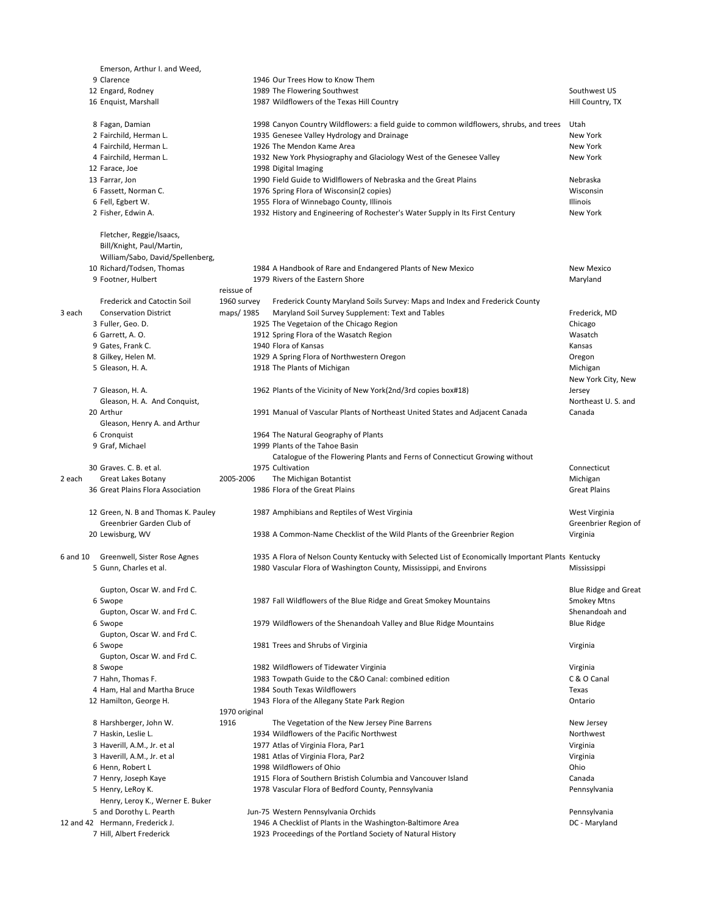| | | | | | |
|---|---|---|---|---|---|
| | 9 | Emerson, Arthur I. and Weed, Clarence | 1946 | Our Trees How to Know Them | |
| | 12 | Engard, Rodney | 1989 | The Flowering Southwest | Southwest US |
| | 16 | Enquist, Marshall | 1987 | Wildflowers of the Texas Hill Country | Hill Country, TX |
| | 8 | Fagan, Damian | 1998 | Canyon Country Wildflowers: a field guide to common wildflowers, shrubs, and trees | Utah |
| | 2 | Fairchild, Herman L. | 1935 | Genesee Valley Hydrology and Drainage | New York |
| | 4 | Fairchild, Herman L. | 1926 | The Mendon Kame Area | New York |
| | 4 | Fairchild, Herman L. | 1932 | New York Physiography and Glaciology West of the Genesee Valley | New York |
| | 12 | Farace, Joe | 1998 | Digital Imaging | |
| | 13 | Farrar, Jon | 1990 | Field Guide to Widlflowers of Nebraska and the Great Plains | Nebraska |
| | 6 | Fassett, Norman C. | 1976 | Spring Flora of Wisconsin(2 copies) | Wisconsin |
| | 6 | Fell, Egbert W. | 1955 | Flora of Winnebago County, Illinois | Illinois |
| | 2 | Fisher, Edwin A. | 1932 | History and Engineering of Rochester's Water Supply in Its First Century | New York |
| | 10 | Fletcher, Reggie/Isaacs, Bill/Knight, Paul/Martin, William/Sabo, David/Spellenberg, Richard/Todsen, Thomas | 1984 | A Handbook of Rare and Endangered Plants of New Mexico | New Mexico |
| | 9 | Footner, Hulbert | 1979 | Rivers of the Eastern Shore | Maryland |
| 3 each | | Frederick and Catoctin Soil Conservation District | reissue of 1960 survey maps/ 1985 | Frederick County Maryland Soils Survey: Maps and Index and Frederick County Maryland Soil Survey Supplement: Text and Tables | Frederick, MD |
| | 3 | Fuller, Geo. D. | 1925 | The Vegetaion of the Chicago Region | Chicago |
| | 6 | Garrett, A. O. | 1912 | Spring Flora of the Wasatch Region | Wasatch |
| | 9 | Gates, Frank C. | 1940 | Flora of Kansas | Kansas |
| | 8 | Gilkey, Helen M. | 1929 | A Spring Flora of Northwestern Oregon | Oregon |
| | 5 | Gleason, H. A. | 1918 | The Plants of Michigan | Michigan |
| | 7 | Gleason, H. A. | 1962 | Plants of the Vicinity of New York(2nd/3rd copies box#18) | New York City, New Jersey |
| | 20 | Gleason, H. A. And Conquist, Arthur | 1991 | Manual of Vascular Plants of Northeast United States and Adjacent Canada | Northeast U. S. and Canada |
| | 6 | Gleason, Henry A. and Arthur Cronquist | 1964 | The Natural Geography of Plants | |
| | 9 | Graf, Michael | 1999 | Plants of the Tahoe Basin | |
| | 30 | Graves. C. B. et al. | 1975 | Catalogue of the Flowering Plants and Ferns of Connecticut Growing without Cultivation | Connecticut |
| 2 each | | Great Lakes Botany | 2005-2006 | The Michigan Botantist | Michigan |
| | 36 | Great Plains Flora Association | 1986 | Flora of the Great Plains | Great Plains |
| | 12 | Green, N. B and Thomas K. Pauley | 1987 | Amphibians and Reptiles of West Virginia | West Virginia |
| | 20 | Greenbrier Garden Club of Lewisburg, WV | 1938 | A Common-Name Checklist of the Wild Plants of the Greenbrier Region | Greenbrier Region of Virginia |
| 6 and 10 | | Greenwell, Sister Rose Agnes | 1935 | A Flora of Nelson County Kentucky with Selected List of Economically Important Plants | Kentucky |
| | 5 | Gunn, Charles et al. | 1980 | Vascular Flora of Washington County, Mississippi, and Environs | Mississippi |
| | 6 | Gupton, Oscar W. and Frd C. Swope | 1987 | Fall Wildflowers of the Blue Ridge and Great Smokey Mountains | Blue Ridge and Great Smokey Mtns |
| | 6 | Gupton, Oscar W. and Frd C. Swope | 1979 | Wildflowers of the Shenandoah Valley and Blue Ridge Mountains | Shenandoah and Blue Ridge |
| | 6 | Gupton, Oscar W. and Frd C. Swope | 1981 | Trees and Shrubs of Virginia | Virginia |
| | 8 | Gupton, Oscar W. and Frd C. Swope | 1982 | Wildflowers of Tidewater Virginia | Virginia |
| | 7 | Hahn, Thomas F. | 1983 | Towpath Guide to the C&O Canal: combined edition | C & O Canal |
| | 4 | Ham, Hal and Martha Bruce | 1984 | South Texas Wildflowers | Texas |
| | 12 | Hamilton, George H. | 1943 | Flora of the Allegany State Park Region | Ontario |
| | 8 | Harshberger, John W. | 1970 original 1916 | The Vegetation of the New Jersey Pine Barrens | New Jersey |
| | 7 | Haskin, Leslie L. | 1934 | Wildflowers of the Pacific Northwest | Northwest |
| | 3 | Haverill, A.M., Jr. et al | 1977 | Atlas of Virginia Flora, Par1 | Virginia |
| | 3 | Haverill, A.M., Jr. et al | 1981 | Atlas of Virginia Flora, Par2 | Virginia |
| | 6 | Henn, Robert L | 1998 | Wildflowers of Ohio | Ohio |
| | 7 | Henry, Joseph Kaye | 1915 | Flora of Southern Bristish Columbia and Vancouver Island | Canada |
| | 5 | Henry, LeRoy K. | 1978 | Vascular Flora of Bedford County, Pennsylvania | Pennsylvania |
| | 5 | Henry, Leroy K., Werner E. Buker and Dorothy L. Pearth | Jun-75 | Western Pennsylvania Orchids | Pennsylvania |
| 12 and 42 | | Hermann, Frederick J. | 1946 | A Checklist of Plants in the Washington-Baltimore Area | DC - Maryland |
| | 7 | Hill, Albert Frederick | 1923 | Proceedings of the Portland Society of Natural History | |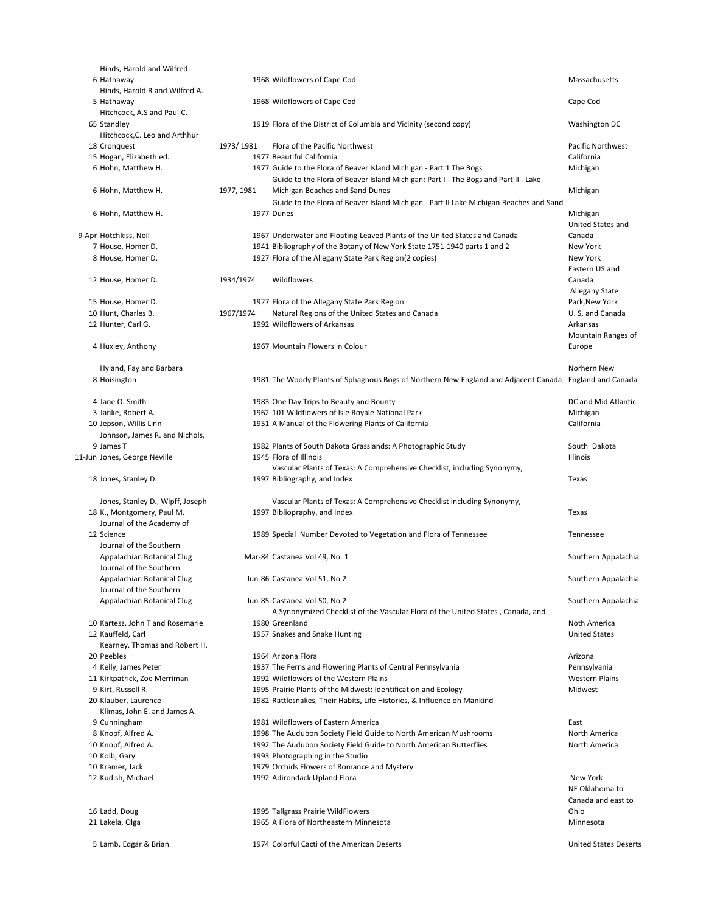| | | | | |
|---|---|---|---|---|
| 6 | Hinds, Harold and Wilfred Hathaway | 1968 | Wildflowers of Cape Cod | Massachusetts |
| 5 | Hinds, Harold R and Wilfred A. Hathaway | 1968 | Wildflowers of Cape Cod | Cape Cod |
| 65 | Hitchcock, A.S and Paul C. Standley | 1919 | Flora of the District of Columbia and Vicinity (second copy) | Washington DC |
| 18 | Hitchcock,C. Leo and Arthhur Cronquest | 1973/ 1981 | Flora of the Pacific Northwest | Pacific Northwest |
| 15 | Hogan, Elizabeth ed. | 1977 | Beautiful California | California |
| 6 | Hohn, Matthew H. | 1977 | Guide to the Flora of Beaver Island Michigan - Part 1 The Bogs | Michigan |
| 6 | Hohn, Matthew H. | 1977, 1981 | Guide to the Flora of Beaver Island Michigan: Part I - The Bogs and Part II - Lake Michigan Beaches and Sand Dunes | Michigan |
| 6 | Hohn, Matthew H. | 1977 | Guide to the Flora of Beaver Island Michigan - Part II Lake Michigan Beaches and Sand Dunes | Michigan |
| 9-Apr | Hotchkiss, Neil | 1967 | Underwater and Floating-Leaved Plants of the United States and Canada | United States and Canada |
| 7 | House, Homer D. | 1941 | Bibliography of the Botany of New York State 1751-1940 parts 1 and 2 | New York |
| 8 | House, Homer D. | 1927 | Flora of the Allegany State Park Region(2 copies) | New York |
| 12 | House, Homer D. | 1934/1974 | Wildflowers | Eastern US and Canada |
| 15 | House, Homer D. | 1927 | Flora of the Allegany State Park Region | Allegany State Park,New York |
| 10 | Hunt, Charles B. | 1967/1974 | Natural Regions of the United States and Canada | U. S. and Canada |
| 12 | Hunter, Carl G. | 1992 | Wildflowers of Arkansas | Arkansas |
| 4 | Huxley, Anthony | 1967 | Mountain Flowers in Colour | Mountain Ranges of Europe |
| 8 | Hyland, Fay and Barbara Hoisington | 1981 | The Woody Plants of Sphagnous Bogs of Northern New England and Adjacent Canada | Norhern New England and Canada |
| 4 | Jane O. Smith | 1983 | One Day Trips to Beauty and Bounty | DC and Mid Atlantic |
| 3 | Janke, Robert A. | 1962 | 101 Wildflowers of Isle Royale National Park | Michigan |
| 10 | Jepson, Willis Linn | 1951 | A Manual of the Flowering Plants of California | California |
| 9 | Johnson, James R. and Nichols, James T | 1982 | Plants of South Dakota Grasslands: A Photographic Study | South Dakota |
| 11-Jun | Jones, George Neville | 1945 | Flora of Illinois | Illinois |
| 18 | Jones, Stanley D. | 1997 | Vascular Plants of Texas: A Comprehensive Checklist, including Synonymy, Bibliography, and Index | Texas |
| 18 | Jones, Stanley D., Wipff, Joseph K., Montgomery, Paul M. | 1997 | Vascular Plants of Texas: A Comprehensive Checklist including Synonymy, Biblioprahy, and Index | Texas |
| 12 | Journal of the Academy of Science | 1989 | Special Number Devoted to Vegetation and Flora of Tennessee | Tennessee |
| | Journal of the Southern Appalachian Botanical Clug | Mar-84 | Castanea Vol 49, No. 1 | Southern Appalachia |
| | Journal of the Southern Appalachian Botanical Clug | Jun-86 | Castanea Vol 51, No 2 | Southern Appalachia |
| | Journal of the Southern Appalachian Botanical Clug | Jun-85 | Castanea Vol 50, No 2 | Southern Appalachia |
| 10 | Kartesz, John T and Rosemarie | 1980 | A Synonymized Checklist of the Vascular Flora of the United States , Canada, and Greenland | Noth America |
| 12 | Kauffeld, Carl | 1957 | Snakes and Snake Hunting | United States |
| 20 | Kearney, Thomas and Robert H. Peebles | 1964 | Arizona Flora | Arizona |
| 4 | Kelly, James Peter | 1937 | The Ferns and Flowering Plants of Central Pennsylvania | Pennsylvania |
| 11 | Kirkpatrick, Zoe Merriman | 1992 | Wildflowers of the Western Plains | Western Plains |
| 9 | Kirt, Russell R. | 1995 | Prairie Plants of the Midwest: Identification and Ecology | Midwest |
| 20 | Klauber, Laurence | 1982 | Rattlesnakes, Their Habits, Life Histories, & Influence on Mankind | |
| 9 | Klimas, John E. and James A. Cunningham | 1981 | Wildflowers of Eastern America | East |
| 8 | Knopf, Alfred A. | 1998 | The Audubon Society Field Guide to North American Mushrooms | North America |
| 10 | Knopf, Alfred A. | 1992 | The Audubon Society Field Guide to North American Butterflies | North America |
| 10 | Kolb, Gary | 1993 | Photographing in the Studio | |
| 10 | Kramer, Jack | 1979 | Orchids Flowers of Romance and Mystery | |
| 12 | Kudish, Michael | 1992 | Adirondack Upland Flora | New York |
| 16 | Ladd, Doug | 1995 | Tallgrass Prairie WildFlowers | NE Oklahoma to Canada and east to Ohio |
| 21 | Lakela, Olga | 1965 | A Flora of Northeastern Minnesota | Minnesota |
| 5 | Lamb, Edgar & Brian | 1974 | Colorful Cacti of the American Deserts | United States Deserts |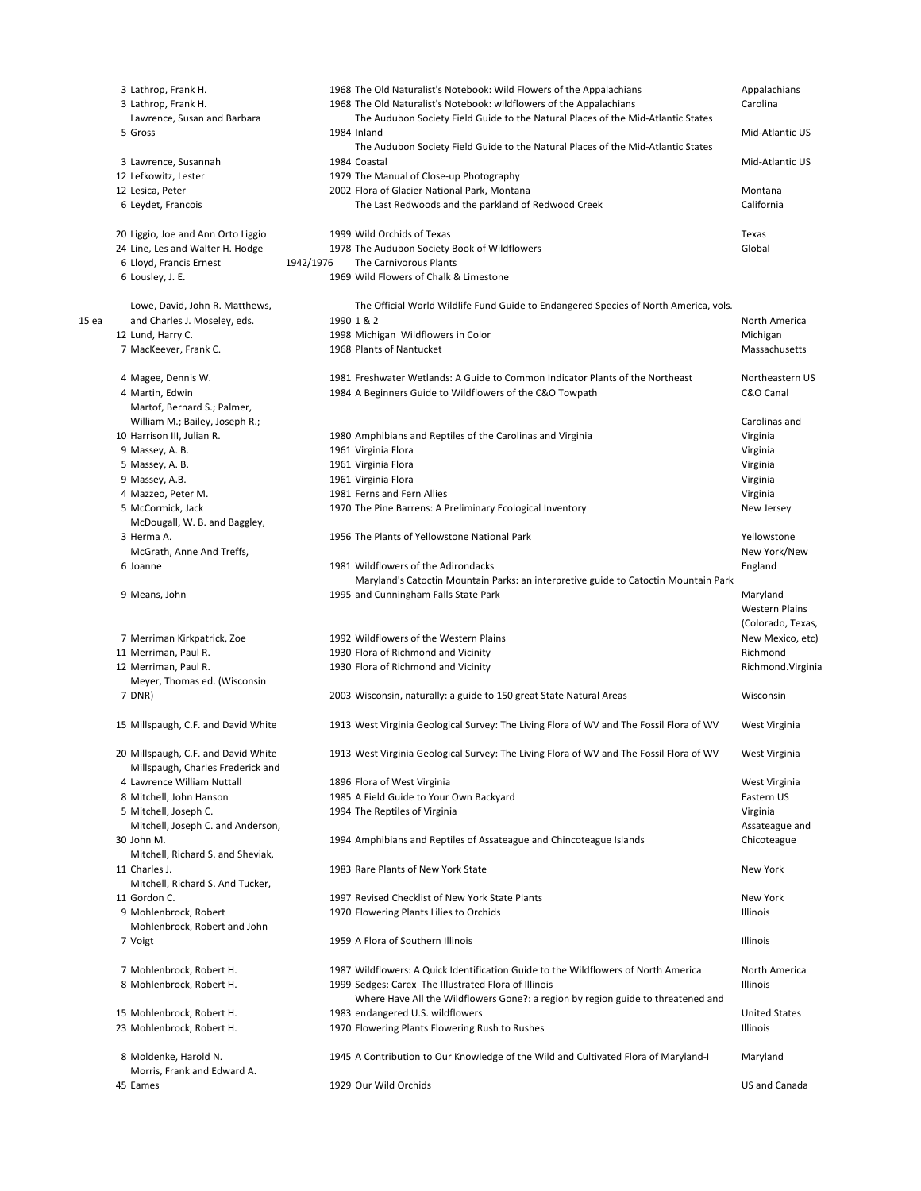| | Qty | Author | Year | Title | Region |
|---|---|---|---|---|---|
| | 3 | Lathrop, Frank H. | 1968 | The Old Naturalist's Notebook: Wild Flowers of the Appalachians | Appalachians |
| | 3 | Lathrop, Frank H. | 1968 | The Old Naturalist's Notebook: wildflowers of the Appalachians | Carolina |
| | 5 | Lawrence, Susan and Barbara Gross | 1984 | The Audubon Society Field Guide to the Natural Places of the Mid-Atlantic States Inland | Mid-Atlantic US |
| | 3 | Lawrence, Susannah | 1984 | The Audubon Society Field Guide to the Natural Places of the Mid-Atlantic States Coastal | Mid-Atlantic US |
| | 12 | Lefkowitz, Lester | 1979 | The Manual of Close-up Photography | |
| | 12 | Lesica, Peter | 2002 | Flora of Glacier National Park, Montana | Montana |
| | 6 | Leydet, Francois | | The Last Redwoods and the parkland of Redwood Creek | California |
| | 20 | Liggio, Joe and Ann Orto Liggio | 1999 | Wild Orchids of Texas | Texas |
| | 24 | Line, Les and Walter H. Hodge | 1978 | The Audubon Society Book of Wildflowers | Global |
| | 6 | Lloyd, Francis Ernest | 1942/1976 | The Carnivorous Plants | |
| | 6 | Lousley, J. E. | 1969 | Wild Flowers of Chalk & Limestone | |
| 15 ea | | Lowe, David, John R. Matthews, and Charles J. Moseley, eds. | 1990 | The Official World Wildlife Fund Guide to Endangered Species of North America, vols. 1 & 2 | North America |
| | 12 | Lund, Harry C. | 1998 | Michigan Wildflowers in Color | Michigan |
| | 7 | MacKeever, Frank C. | 1968 | Plants of Nantucket | Massachusetts |
| | 4 | Magee, Dennis W. | 1981 | Freshwater Wetlands: A Guide to Common Indicator Plants of the Northeast | Northeastern US |
| | 4 | Martin, Edwin | 1984 | A Beginners Guide to Wildflowers of the C&O Towpath | C&O Canal |
| | 10 | Martof, Bernard S.; Palmer, William M.; Bailey, Joseph R.; Harrison III, Julian R. | 1980 | Amphibians and Reptiles of the Carolinas and Virginia | Carolinas and Virginia |
| | 9 | Massey, A. B. | 1961 | Virginia Flora | Virginia |
| | 5 | Massey, A. B. | 1961 | Virginia Flora | Virginia |
| | 9 | Massey, A.B. | 1961 | Virginia Flora | Virginia |
| | 4 | Mazzeo, Peter M. | 1981 | Ferns and Fern Allies | Virginia |
| | 5 | McCormick, Jack | 1970 | The Pine Barrens: A Preliminary Ecological Inventory | New Jersey |
| | 3 | McDougall, W. B. and Baggley, Herma A. | 1956 | The Plants of Yellowstone National Park | Yellowstone |
| | 6 | McGrath, Anne And Treffs, Joanne | 1981 | Wildflowers of the Adirondacks | New York/New England |
| | 9 | Means, John | 1995 | Maryland's Catoctin Mountain Parks: an interpretive guide to Catoctin Mountain Park and Cunningham Falls State Park | Maryland |
| | 7 | Merriman Kirkpatrick, Zoe | 1992 | Wildflowers of the Western Plains | Western Plains (Colorado, Texas, New Mexico, etc) |
| | 11 | Merriman, Paul R. | 1930 | Flora of Richmond and Vicinity | Richmond |
| | 12 | Merriman, Paul R. | 1930 | Flora of Richmond and Vicinity | Richmond.Virginia |
| | 7 | Meyer, Thomas ed. (Wisconsin DNR) | 2003 | Wisconsin, naturally: a guide to 150 great State Natural Areas | Wisconsin |
| | 15 | Millspaugh, C.F. and David White | 1913 | West Virginia Geological Survey: The Living Flora of WV and The Fossil Flora of WV | West Virginia |
| | 20 | Millspaugh, C.F. and David White | 1913 | West Virginia Geological Survey: The Living Flora of WV and The Fossil Flora of WV | West Virginia |
| | 4 | Millspaugh, Charles Frederick and Lawrence William Nuttall | 1896 | Flora of West Virginia | West Virginia |
| | 8 | Mitchell, John Hanson | 1985 | A Field Guide to Your Own Backyard | Eastern US |
| | 5 | Mitchell, Joseph C. | 1994 | The Reptiles of Virginia | Virginia |
| | 30 | Mitchell, Joseph C. and Anderson, John M. | 1994 | Amphibians and Reptiles of Assateague and Chincoteague Islands | Assateague and Chicoteague |
| | 11 | Mitchell, Richard S. and Sheviak, Charles J. | 1983 | Rare Plants of New York State | New York |
| | 11 | Mitchell, Richard S. And Tucker, Gordon C. | 1997 | Revised Checklist of New York State Plants | New York |
| | 9 | Mohlenbrock, Robert | 1970 | Flowering Plants Lilies to Orchids | Illinois |
| | 7 | Mohlenbrock, Robert and John Voigt | 1959 | A Flora of Southern Illinois | Illinois |
| | 7 | Mohlenbrock, Robert H. | 1987 | Wildflowers: A Quick Identification Guide to the Wildflowers of North America | North America |
| | 8 | Mohlenbrock, Robert H. | 1999 | Sedges: Carex The Illustrated Flora of Illinois | Illinois |
| | 15 | Mohlenbrock, Robert H. | 1983 | Where Have All the Wildflowers Gone?: a region by region guide to threatened and endangered U.S. wildflowers | United States |
| | 23 | Mohlenbrock, Robert H. | 1970 | Flowering Plants Flowering Rush to Rushes | Illinois |
| | 8 | Moldenke, Harold N. | 1945 | A Contribution to Our Knowledge of the Wild and Cultivated Flora of Maryland-I | Maryland |
| | 45 | Morris, Frank and Edward A. Eames | 1929 | Our Wild Orchids | US and Canada |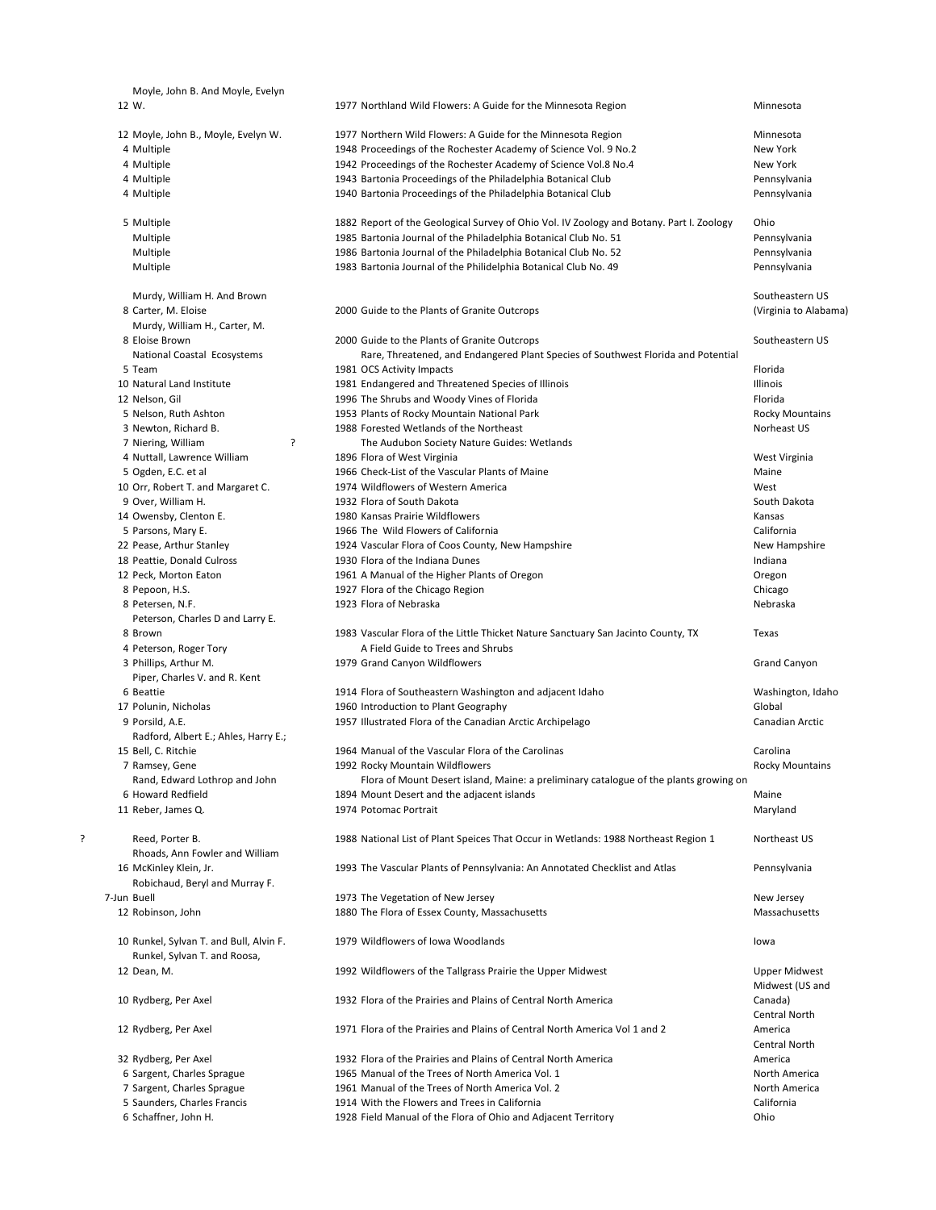| | | | | | |
|---|---|---|---|---|---|
| | 12 | Moyle, John B. And Moyle, Evelyn W. | 1977 | Northland Wild Flowers: A Guide for the Minnesota Region | Minnesota |
| | 12 | Moyle, John B., Moyle, Evelyn W. | 1977 | Northern Wild Flowers: A Guide for the Minnesota Region | Minnesota |
| | 4 | Multiple | 1948 | Proceedings of the Rochester Academy of Science Vol. 9 No.2 | New York |
| | 4 | Multiple | 1942 | Proceedings of the Rochester Academy of Science Vol.8 No.4 | New York |
| | 4 | Multiple | 1943 | Bartonia Proceedings of the Philadelphia Botanical Club | Pennsylvania |
| | 4 | Multiple | 1940 | Bartonia Proceedings of the Philadelphia Botanical Club | Pennsylvania |
| | 5 | Multiple | 1882 | Report of the Geological Survey of Ohio Vol. IV Zoology and Botany. Part I. Zoology | Ohio |
| | | Multiple | 1985 | Bartonia Journal of the Philadelphia Botanical Club No. 51 | Pennsylvania |
| | | Multiple | 1986 | Bartonia Journal of the Philadelphia Botanical Club No. 52 | Pennsylvania |
| | | Multiple | 1983 | Bartonia Journal of the Philidelphia Botanical Club No. 49 | Pennsylvania |
| | 8 | Murdy, William H. And Brown Carter, M. Eloise | 2000 | Guide to the Plants of Granite Outcrops | Southeastern US (Virginia to Alabama) |
| | 8 | Murdy, William H., Carter, M. Eloise Brown | 2000 | Guide to the Plants of Granite Outcrops | Southeastern US |
| | 5 | National Coastal Ecosystems Team | 1981 | Rare, Threatened, and Endangered Plant Species of Southwest Florida and Potential OCS Activity Impacts | Florida |
| | 10 | Natural Land Institute | 1981 | Endangered and Threatened Species of Illinois | Illinois |
| | 12 | Nelson, Gil | 1996 | The Shrubs and Woody Vines of Florida | Florida |
| | 5 | Nelson, Ruth Ashton | 1953 | Plants of Rocky Mountain National Park | Rocky Mountains |
| | 3 | Newton, Richard B. | 1988 | Forested Wetlands of the Northeast | Norheast US |
| | 7 | Niering, William | ? | The Audubon Society Nature Guides: Wetlands | |
| | 4 | Nuttall, Lawrence William | 1896 | Flora of West Virginia | West Virginia |
| | 5 | Ogden, E.C. et al | 1966 | Check-List of the Vascular Plants of Maine | Maine |
| | 10 | Orr, Robert T. and Margaret C. | 1974 | Wildflowers of Western America | West |
| | 9 | Over, William H. | 1932 | Flora of South Dakota | South Dakota |
| | 14 | Owensby, Clenton E. | 1980 | Kansas Prairie Wildflowers | Kansas |
| | 5 | Parsons, Mary E. | 1966 | The Wild Flowers of California | California |
| | 22 | Pease, Arthur Stanley | 1924 | Vascular Flora of Coos County, New Hampshire | New Hampshire |
| | 18 | Peattie, Donald Culross | 1930 | Flora of the Indiana Dunes | Indiana |
| | 12 | Peck, Morton Eaton | 1961 | A Manual of the Higher Plants of Oregon | Oregon |
| | 8 | Pepoon, H.S. | 1927 | Flora of the Chicago Region | Chicago |
| | 8 | Petersen, N.F. | 1923 | Flora of Nebraska | Nebraska |
| | 8 | Peterson, Charles D and Larry E. Brown | 1983 | Vascular Flora of the Little Thicket Nature Sanctuary San Jacinto County, TX | Texas |
| | 4 | Peterson, Roger Tory | | A Field Guide to Trees and Shrubs | |
| | 3 | Phillips, Arthur M. | 1979 | Grand Canyon Wildflowers | Grand Canyon |
| | 6 | Piper, Charles V. and R. Kent Beattie | 1914 | Flora of Southeastern Washington and adjacent Idaho | Washington, Idaho |
| | 17 | Polunin, Nicholas | 1960 | Introduction to Plant Geography | Global |
| | 9 | Porsild, A.E. | 1957 | Illustrated Flora of the Canadian Arctic Archipelago | Canadian Arctic |
| | 15 | Radford, Albert E.; Ahles, Harry E.; Bell, C. Ritchie | 1964 | Manual of the Vascular Flora of the Carolinas | Carolina |
| | 7 | Ramsey, Gene | 1992 | Rocky Mountain Wildflowers | Rocky Mountains |
| | 6 | Rand, Edward Lothrop and John Howard Redfield | 1894 | Flora of Mount Desert island, Maine: a preliminary catalogue of the plants growing on Mount Desert and the adjacent islands | Maine |
| | 11 | Reber, James Q. | 1974 | Potomac Portrait | Maryland |
| ? | | Reed, Porter B. | 1988 | National List of Plant Speices That Occur in Wetlands: 1988 Northeast Region 1 | Northeast US |
| | 16 | Rhoads, Ann Fowler and William McKinley Klein, Jr. | 1993 | The Vascular Plants of Pennsylvania: An Annotated Checklist and Atlas | Pennsylvania |
| | 7-Jun | Robichaud, Beryl and Murray F. Buell | 1973 | The Vegetation of New Jersey | New Jersey |
| | 12 | Robinson, John | 1880 | The Flora of Essex County, Massachusetts | Massachusetts |
| | 10 | Runkel, Sylvan T. and Bull, Alvin F. | 1979 | Wildflowers of Iowa Woodlands | Iowa |
| | 12 | Runkel, Sylvan T. and Roosa, Dean, M. | 1992 | Wildflowers of the Tallgrass Prairie the Upper Midwest | Upper Midwest |
| | 10 | Rydberg, Per Axel | 1932 | Flora of the Prairies and Plains of Central North America | Midwest (US and Canada) |
| | 12 | Rydberg, Per Axel | 1971 | Flora of the Prairies and Plains of Central North America Vol 1 and 2 | Central North America |
| | 32 | Rydberg, Per Axel | 1932 | Flora of the Prairies and Plains of Central North America | Central North America |
| | 6 | Sargent, Charles Sprague | 1965 | Manual of the Trees of North America Vol. 1 | North America |
| | 7 | Sargent, Charles Sprague | 1961 | Manual of the Trees of North America Vol. 2 | North America |
| | 5 | Saunders, Charles Francis | 1914 | With the Flowers and Trees in California | California |
| | 6 | Schaffner, John H. | 1928 | Field Manual of the Flora of Ohio and Adjacent Territory | Ohio |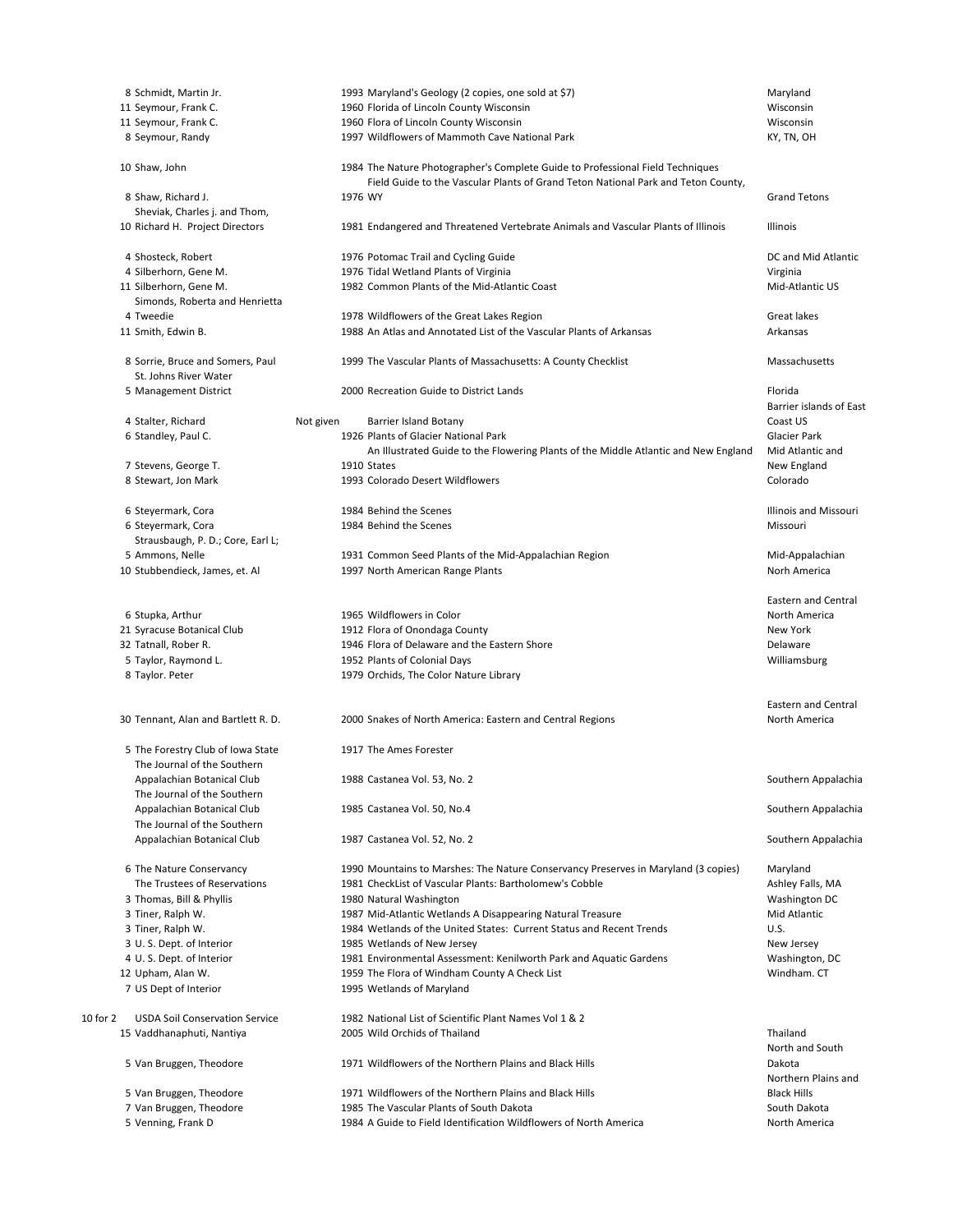| Price | Author | Year | Title | Region |
|---|---|---|---|---|
| 8 | Schmidt, Martin Jr. | 1993 | Maryland's Geology (2 copies, one sold at $7) | Maryland |
| 11 | Seymour, Frank C. | 1960 | Florida of Lincoln County Wisconsin | Wisconsin |
| 11 | Seymour, Frank C. | 1960 | Flora of Lincoln County Wisconsin | Wisconsin |
| 8 | Seymour, Randy | 1997 | Wildflowers of Mammoth Cave National Park | KY, TN, OH |
| 10 | Shaw, John | 1984 | The Nature Photographer's Complete Guide to Professional Field Techniques | |
| 8 | Shaw, Richard J. | 1976 | Field Guide to the Vascular Plants of Grand Teton National Park and Teton County, WY | Grand Tetons |
| 10 | Sheviak, Charles j. and Thom, Richard H. Project Directors | 1981 | Endangered and Threatened Vertebrate Animals and Vascular Plants of Illinois | Illinois |
| 4 | Shosteck, Robert | 1976 | Potomac Trail and Cycling Guide | DC and Mid Atlantic |
| 4 | Silberhorn, Gene M. | 1976 | Tidal Wetland Plants of Virginia | Virginia |
| 11 | Silberhorn, Gene M. | 1982 | Common Plants of the Mid-Atlantic Coast | Mid-Atlantic US |
| 4 | Simonds, Roberta and Henrietta Tweedie | 1978 | Wildflowers of the Great Lakes Region | Great lakes |
| 11 | Smith, Edwin B. | 1988 | An Atlas and Annotated List of the Vascular Plants of Arkansas | Arkansas |
| 8 | Sorrie, Bruce and Somers, Paul | 1999 | The Vascular Plants of Massachusetts: A County Checklist | Massachusetts |
| 5 | St. Johns River Water Management District | 2000 | Recreation Guide to District Lands | Florida |
| 4 | Stalter, Richard | Not given | Barrier Island Botany | Barrier islands of East Coast US |
| 6 | Standley, Paul C. | 1926 | Plants of Glacier National Park | Glacier Park |
| 7 | Stevens, George T. | 1910 | An Illustrated Guide to the Flowering Plants of the Middle Atlantic and New England States | Mid Atlantic and New England |
| 8 | Stewart, Jon Mark | 1993 | Colorado Desert Wildflowers | Colorado |
| 6 | Steyermark, Cora | 1984 | Behind the Scenes | Illinois and Missouri |
| 6 | Steyermark, Cora | 1984 | Behind the Scenes | Missouri |
| 5 | Strausbaugh, P. D.; Core, Earl L; Ammons, Nelle | 1931 | Common Seed Plants of the Mid-Appalachian Region | Mid-Appalachian |
| 10 | Stubbendieck, James, et. Al | 1997 | North American Range Plants | Norh America |
| 6 | Stupka, Arthur | 1965 | Wildflowers in Color | Eastern and Central North America |
| 21 | Syracuse Botanical Club | 1912 | Flora of Onondaga County | New York |
| 32 | Tatnall, Rober R. | 1946 | Flora of Delaware and the Eastern Shore | Delaware |
| 5 | Taylor, Raymond L. | 1952 | Plants of Colonial Days | Williamsburg |
| 8 | Taylor. Peter | 1979 | Orchids, The Color Nature Library | |
| 30 | Tennant, Alan and Bartlett R. D. | 2000 | Snakes of North America: Eastern and Central Regions | Eastern and Central North America |
| 5 | The Forestry Club of Iowa State | 1917 | The Ames Forester | |
| | The Journal of the Southern Appalachian Botanical Club | 1988 | Castanea Vol. 53, No. 2 | Southern Appalachia |
| | The Journal of the Southern Appalachian Botanical Club | 1985 | Castanea Vol. 50, No.4 | Southern Appalachia |
| | The Journal of the Southern Appalachian Botanical Club | 1987 | Castanea Vol. 52, No. 2 | Southern Appalachia |
| 6 | The Nature Conservancy | 1990 | Mountains to Marshes: The Nature Conservancy Preserves in Maryland (3 copies) | Maryland |
| | The Trustees of Reservations | 1981 | CheckList of Vascular Plants: Bartholomew's Cobble | Ashley Falls, MA |
| 3 | Thomas, Bill & Phyllis | 1980 | Natural Washington | Washington DC |
| 3 | Tiner, Ralph W. | 1987 | Mid-Atlantic Wetlands A Disappearing Natural Treasure | Mid Atlantic |
| 3 | Tiner, Ralph W. | 1984 | Wetlands of the United States: Current Status and Recent Trends | U.S. |
| 3 | U. S. Dept. of Interior | 1985 | Wetlands of New Jersey | New Jersey |
| 4 | U. S. Dept. of Interior | 1981 | Environmental Assessment: Kenilworth Park and Aquatic Gardens | Washington, DC |
| 12 | Upham, Alan W. | 1959 | The Flora of Windham County A Check List | Windham. CT |
| 7 | US Dept of Interior | 1995 | Wetlands of Maryland | |
| 10 for 2 | USDA Soil Conservation Service | 1982 | National List of Scientific Plant Names Vol 1 & 2 | |
| 15 | Vaddhanaphuti, Nantiya | 2005 | Wild Orchids of Thailand | Thailand |
| 5 | Van Bruggen, Theodore | 1971 | Wildflowers of the Northern Plains and Black Hills | North and South Dakota |
| 5 | Van Bruggen, Theodore | 1971 | Wildflowers of the Northern Plains and Black Hills | Northern Plains and Black Hills |
| 7 | Van Bruggen, Theodore | 1985 | The Vascular Plants of South Dakota | South Dakota |
| 5 | Venning, Frank D | 1984 | A Guide to Field Identification Wildflowers of North America | North America |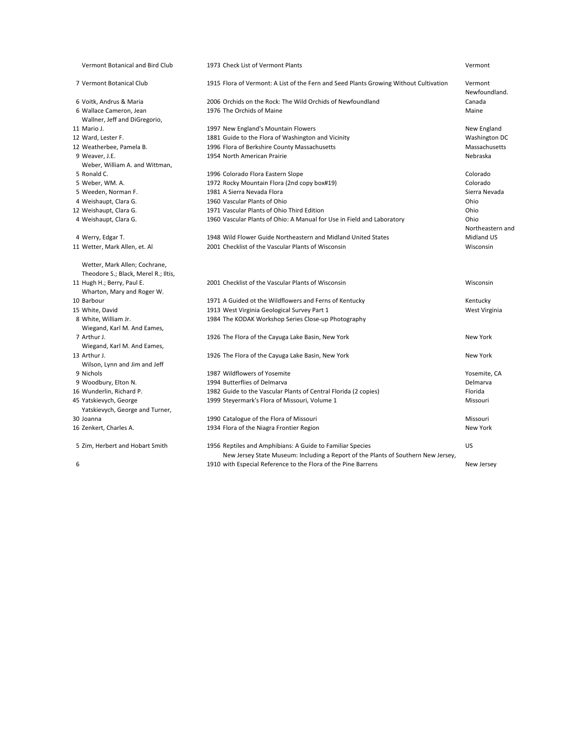| | | | | |
|---|---|---|---|---|
| | Vermont Botanical and Bird Club | 1973 | Check List of Vermont Plants | Vermont |
| 7 | Vermont Botanical Club | 1915 | Flora of Vermont: A List of the Fern and Seed Plants Growing Without Cultivation | Vermont |
| 6 | Voitk, Andrus & Maria | 2006 | Orchids on the Rock: The Wild Orchids of Newfoundland | Newfoundland. Canada |
| 6 | Wallace Cameron, Jean | 1976 | The Orchids of Maine | Maine |
| 11 | Wallner, Jeff and DiGregorio, Mario J. | 1997 | New England's Mountain Flowers | New England |
| 12 | Ward, Lester F. | 1881 | Guide to the Flora of Washington and Vicinity | Washington DC |
| 12 | Weatherbee, Pamela B. | 1996 | Flora of Berkshire County Massachusetts | Massachusetts |
| 9 | Weaver, J.E. | 1954 | North American Prairie | Nebraska |
| 5 | Weber, William A. and Wittman, Ronald C. | 1996 | Colorado Flora Eastern Slope | Colorado |
| 5 | Weber, WM. A. | 1972 | Rocky Mountain Flora (2nd copy box#19) | Colorado |
| 5 | Weeden, Norman F. | 1981 | A Sierra Nevada Flora | Sierra Nevada |
| 4 | Weishaupt, Clara G. | 1960 | Vascular Plants of Ohio | Ohio |
| 12 | Weishaupt, Clara G. | 1971 | Vascular Plants of Ohio Third Edition | Ohio |
| 4 | Weishaupt, Clara G. | 1960 | Vascular Plants of Ohio: A Manual for Use in Field and Laboratory | Ohio |
| 4 | Werry, Edgar T. | 1948 | Wild Flower Guide Northeastern and Midland United States | Northeastern and Midland US |
| 11 | Wetter, Mark Allen, et. Al | 2001 | Checklist of the Vascular Plants of Wisconsin | Wisconsin |
| 11 | Wetter, Mark Allen; Cochrane, Theodore S.; Black, Merel R.; Iltis, Hugh H.; Berry, Paul E. | 2001 | Checklist of the Vascular Plants of Wisconsin | Wisconsin |
| 10 | Wharton, Mary and Roger W. Barbour | 1971 | A Guided ot the Wildflowers and Ferns of Kentucky | Kentucky |
| 15 | White, David | 1913 | West Virginia Geological Survey Part 1 | West Virginia |
| 8 | White, William Jr. | 1984 | The KODAK Workshop Series Close-up Photography | |
| 7 | Wiegand, Karl M. And Eames, Arthur J. | 1926 | The Flora of the Cayuga Lake Basin, New York | New York |
| 13 | Wiegand, Karl M. And Eames, Arthur J. | 1926 | The Flora of the Cayuga Lake Basin, New York | New York |
| 9 | Wilson, Lynn and Jim and Jeff Nichols | 1987 | Wildflowers of Yosemite | Yosemite, CA |
| 9 | Woodbury, Elton N. | 1994 | Butterflies of Delmarva | Delmarva |
| 16 | Wunderlin, Richard P. | 1982 | Guide to the Vascular Plants of Central Florida (2 copies) | Florida |
| 45 | Yatskievych, George | 1999 | Steyermark's Flora of Missouri, Volume 1 | Missouri |
| 30 | Yatskievych, George and Turner, Joanna | 1990 | Catalogue of the Flora of Missouri | Missouri |
| 16 | Zenkert, Charles A. | 1934 | Flora of the Niagra Frontier Region | New York |
| 5 | Zim, Herbert and Hobart Smith | 1956 | Reptiles and Amphibians: A Guide to Familiar Species | US |
| 6 | | 1910 | New Jersey State Museum: Including a Report of the Plants of Southern New Jersey, with Especial Reference to the Flora of the Pine Barrens | New Jersey |